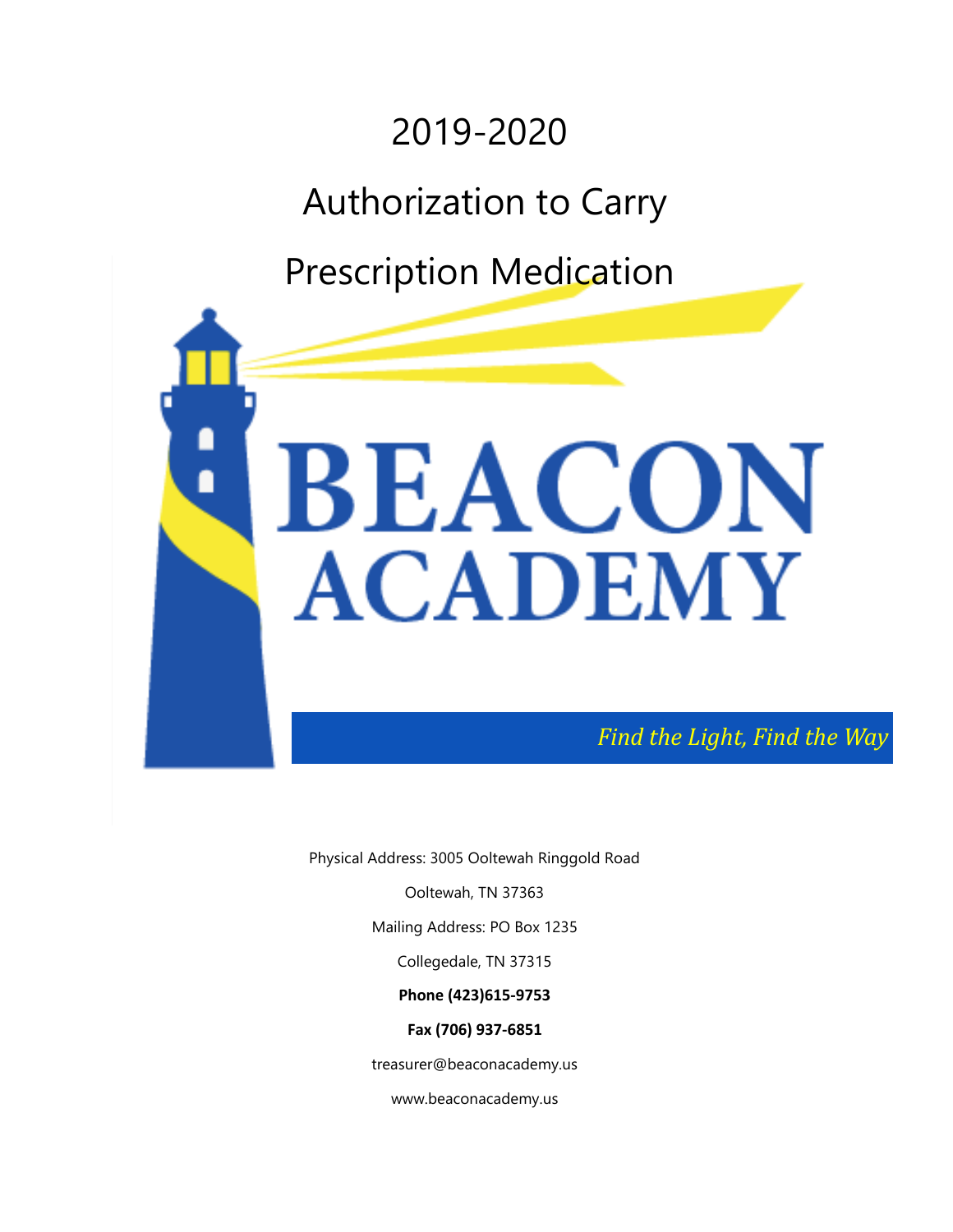# 2019-2020

# Authorization to Carry Prescription Medication

BEACON ACADEMY

*Find the Light, Find the Way*

Physical Address: 3005 Ooltewah Ringgold Road

Ooltewah, TN 37363

Mailing Address: PO Box 1235

Collegedale, TN 37315

**Phone (423)615-9753**

**Fax (706) 937-6851**

treasurer@beaconacademy.us

www.beaconacademy.us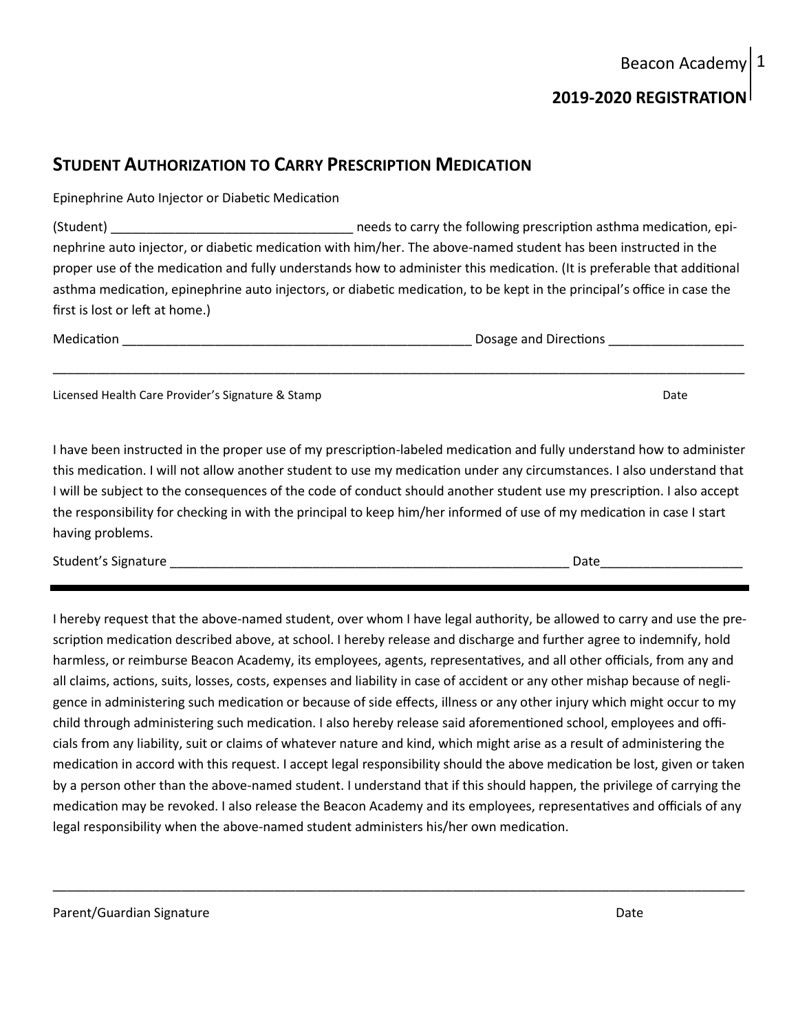## STUDENT AUTHORIZATION TO CARRY PRESCRIPTION MEDICATION

Epinephrine Auto Injector or Diabetic Medication

(Student) __________________________________ needs to carry the following prescription asthma medication, epinephrine auto injector, or diabetic medication with him/her. The above-named student has been instructed in the proper use of the medication and fully understands how to administer this medication. (It is preferable that additional asthma medication, epinephrine auto injectors, or diabetic medication, to be kept in the principal's office in case the first is lost or left at home.)

Medication __________________________________________________ Dosage and Directions ___________________

_____________________________________________________________________________________________

Licensed Health Care Provider's Signature & Stamp Date

I have been instructed in the proper use of my prescription-labeled medication and fully understand how to administer this medication. I will not allow another student to use my medication under any circumstances. I also understand that I will be subject to the consequences of the code of conduct should another student use my prescription. I also accept the responsibility for checking in with the principal to keep him/her informed of use of my medication in case I start having problems.

Student's Signature __________________________________________________________ Date____________________

---

I hereby request that the above-named student, over whom I have legal authority, be allowed to carry and use the prescription medication described above, at school. I hereby release and discharge and further agree to indemnify, hold harmless, or reimburse Beacon Academy, its employees, agents, representatives, and all other officials, from any and all claims, actions, suits, losses, costs, expenses and liability in case of accident or any other mishap because of negligence in administering such medication or because of side effects, illness or any other injury which might occur to my child through administering such medication. I also hereby release said aforementioned school, employees and officials from any liability, suit or claims of whatever nature and kind, which might arise as a result of administering the medication in accord with this request. I accept legal responsibility should the above medication be lost, given or taken by a person other than the above-named student. I understand that if this should happen, the privilege of carrying the medication may be revoked. I also release the Beacon Academy and its employees, representatives and officials of any legal responsibility when the above-named student administers his/her own medication.

_____________________________________________________________________________________________

Parent/Guardian Signature Date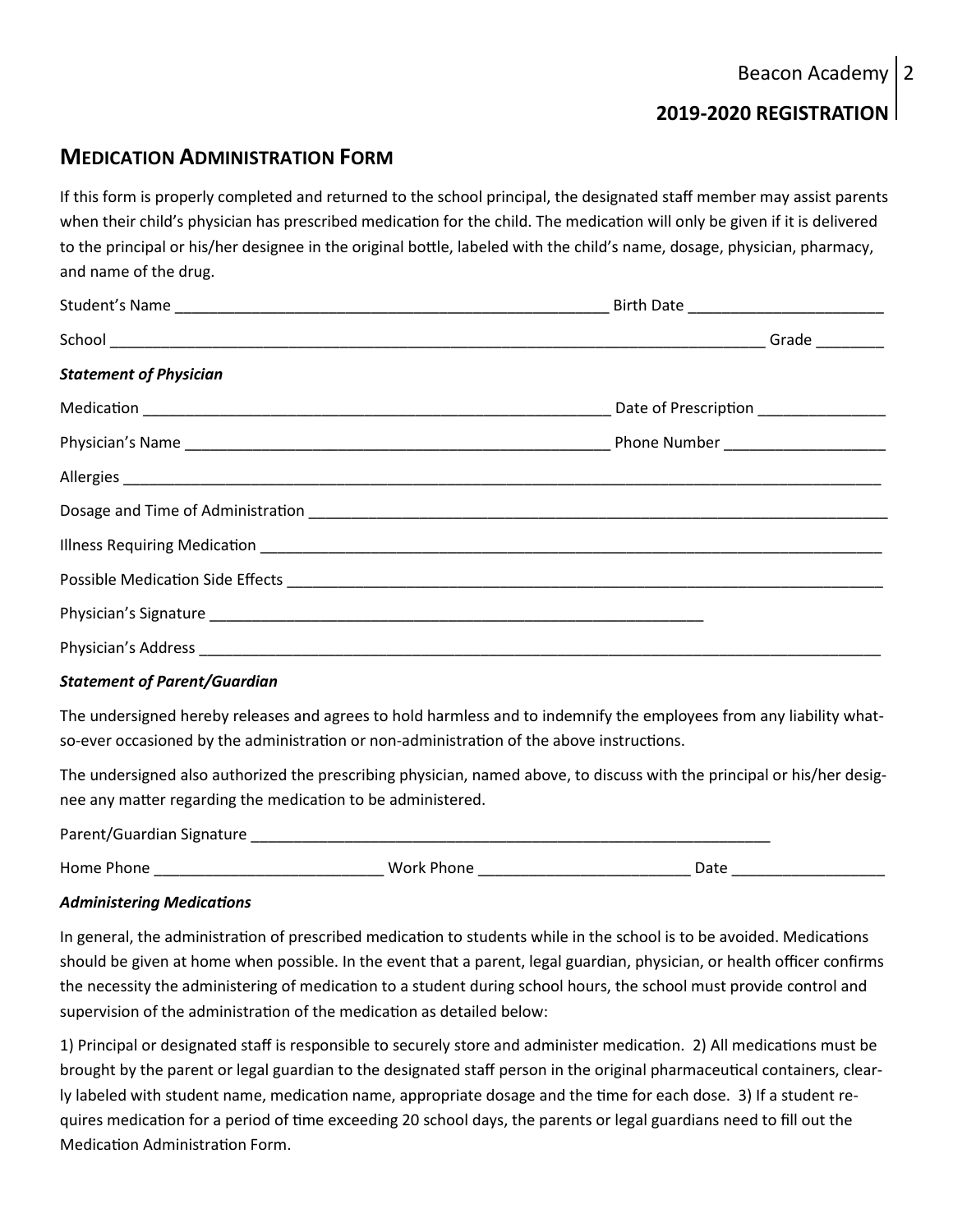## Medication Administration Form

If this form is properly completed and returned to the school principal, the designated staff member may assist parents when their child's physician has prescribed medication for the child. The medication will only be given if it is delivered to the principal or his/her designee in the original bottle, labeled with the child's name, dosage, physician, pharmacy, and name of the drug.

Student's Name ____________________________________________________ Birth Date _______________________

School ______________________________________________________________________________ Grade ________

***Statement of Physician***

Medication _________________________________________________________ Date of Prescription _______________

Physician's Name ___________________________________________________ Phone Number __________________

Allergies ___________________________________________________________________________________________

Dosage and Time of Administration ______________________________________________________________________

Illness Requiring Medication ___________________________________________________________________________

Possible Medication Side Effects _______________________________________________________________________

Physician's Signature ____________________________________________________________

Physician's Address ____________________________________________________________________________________

***Statement of Parent/Guardian***

The undersigned hereby releases and agrees to hold harmless and to indemnify the employees from any liability what-so-ever occasioned by the administration or non-administration of the above instructions.

The undersigned also authorized the prescribing physician, named above, to discuss with the principal or his/her designee any matter regarding the medication to be administered.

Parent/Guardian Signature ________________________________________________________________

Home Phone ___________________________ Work Phone _________________________ Date __________________

***Administering Medications***

In general, the administration of prescribed medication to students while in the school is to be avoided. Medications should be given at home when possible. In the event that a parent, legal guardian, physician, or health officer confirms the necessity the administering of medication to a student during school hours, the school must provide control and supervision of the administration of the medication as detailed below:

1) Principal or designated staff is responsible to securely store and administer medication. 2) All medications must be brought by the parent or legal guardian to the designated staff person in the original pharmaceutical containers, clearly labeled with student name, medication name, appropriate dosage and the time for each dose. 3) If a student requires medication for a period of time exceeding 20 school days, the parents or legal guardians need to fill out the Medication Administration Form.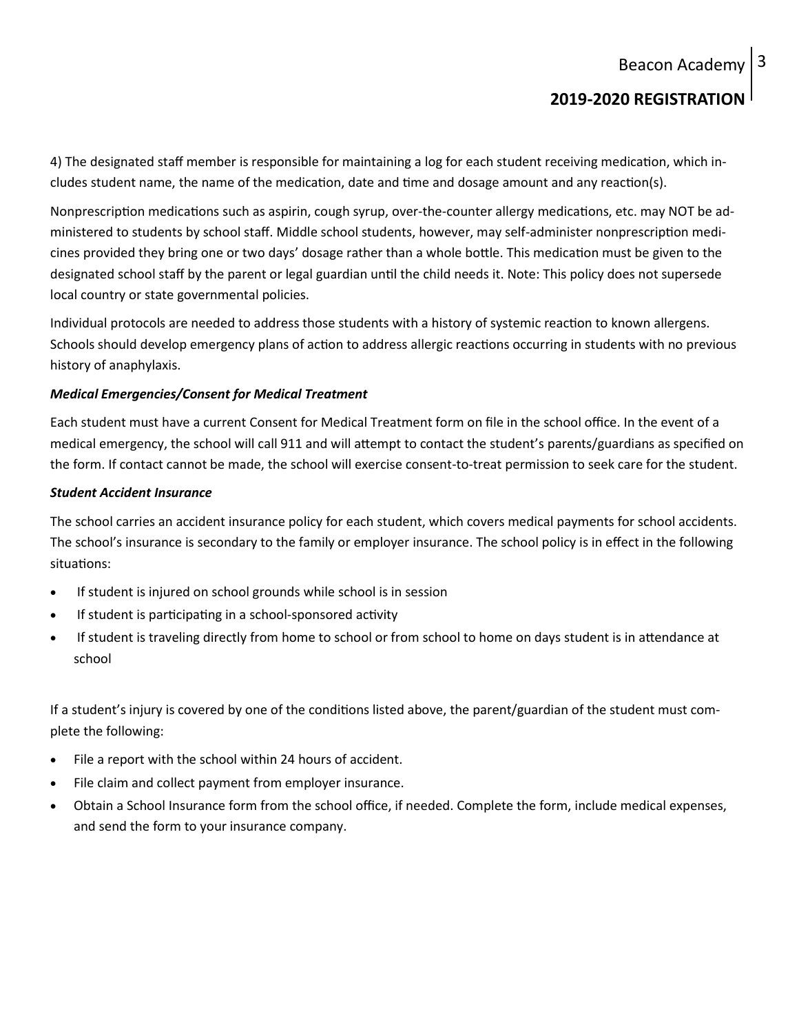4) The designated staff member is responsible for maintaining a log for each student receiving medication, which includes student name, the name of the medication, date and time and dosage amount and any reaction(s).

Nonprescription medications such as aspirin, cough syrup, over-the-counter allergy medications, etc. may NOT be administered to students by school staff. Middle school students, however, may self-administer nonprescription medicines provided they bring one or two days' dosage rather than a whole bottle. This medication must be given to the designated school staff by the parent or legal guardian until the child needs it. Note: This policy does not supersede local country or state governmental policies.

Individual protocols are needed to address those students with a history of systemic reaction to known allergens. Schools should develop emergency plans of action to address allergic reactions occurring in students with no previous history of anaphylaxis.

***Medical Emergencies/Consent for Medical Treatment***

Each student must have a current Consent for Medical Treatment form on file in the school office. In the event of a medical emergency, the school will call 911 and will attempt to contact the student's parents/guardians as specified on the form. If contact cannot be made, the school will exercise consent-to-treat permission to seek care for the student.

***Student Accident Insurance***

The school carries an accident insurance policy for each student, which covers medical payments for school accidents. The school's insurance is secondary to the family or employer insurance. The school policy is in effect in the following situations:

- If student is injured on school grounds while school is in session
- If student is participating in a school-sponsored activity
- If student is traveling directly from home to school or from school to home on days student is in attendance at school

If a student's injury is covered by one of the conditions listed above, the parent/guardian of the student must complete the following:

- File a report with the school within 24 hours of accident.
- File claim and collect payment from employer insurance.
- Obtain a School Insurance form from the school office, if needed. Complete the form, include medical expenses, and send the form to your insurance company.